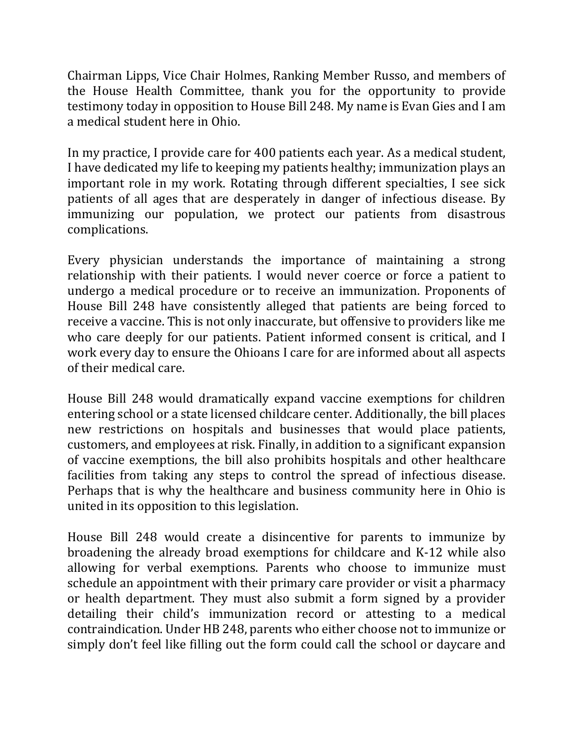Chairman Lipps, Vice Chair Holmes, Ranking Member Russo, and members of the House Health Committee, thank you for the opportunity to provide testimony today in opposition to House Bill 248. My name is Evan Gies and I am a medical student here in Ohio.

In my practice, I provide care for 400 patients each year. As a medical student, I have dedicated my life to keeping my patients healthy; immunization plays an important role in my work. Rotating through different specialties, I see sick patients of all ages that are desperately in danger of infectious disease. By immunizing our population, we protect our patients from disastrous complications.

Every physician understands the importance of maintaining a strong relationship with their patients. I would never coerce or force a patient to undergo a medical procedure or to receive an immunization. Proponents of House Bill 248 have consistently alleged that patients are being forced to receive a vaccine. This is not only inaccurate, but offensive to providers like me who care deeply for our patients. Patient informed consent is critical, and I work every day to ensure the Ohioans I care for are informed about all aspects of their medical care.

House Bill 248 would dramatically expand vaccine exemptions for children entering school or a state licensed childcare center. Additionally, the bill places new restrictions on hospitals and businesses that would place patients, customers, and employees at risk. Finally, in addition to a significant expansion of vaccine exemptions, the bill also prohibits hospitals and other healthcare facilities from taking any steps to control the spread of infectious disease. Perhaps that is why the healthcare and business community here in Ohio is united in its opposition to this legislation.

House Bill 248 would create a disincentive for parents to immunize by broadening the already broad exemptions for childcare and K-12 while also allowing for verbal exemptions. Parents who choose to immunize must schedule an appointment with their primary care provider or visit a pharmacy or health department. They must also submit a form signed by a provider detailing their child's immunization record or attesting to a medical contraindication. Under HB 248, parents who either choose not to immunize or simply don't feel like filling out the form could call the school or daycare and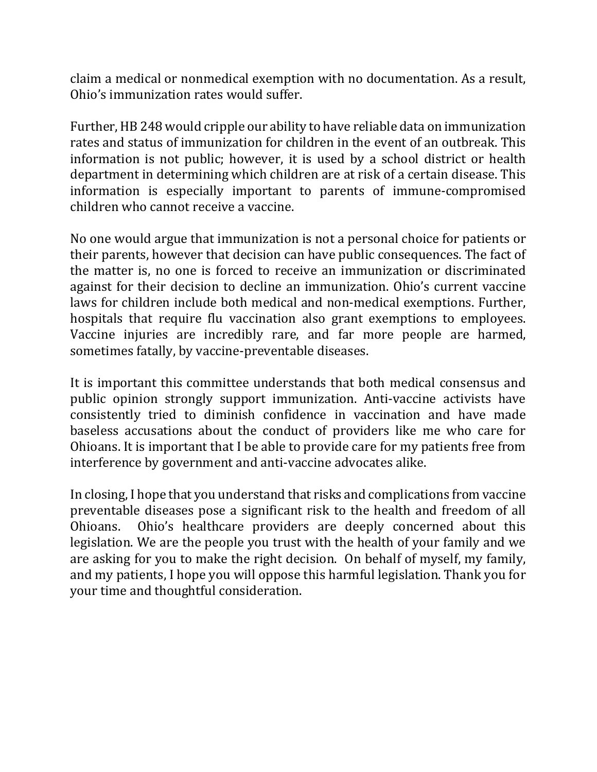claim a medical or nonmedical exemption with no documentation. As a result, Ohio's immunization rates would suffer.

Further, HB 248 would cripple our ability to have reliable data on immunization rates and status of immunization for children in the event of an outbreak. This information is not public; however, it is used by a school district or health department in determining which children are at risk of a certain disease. This information is especially important to parents of immune-compromised children who cannot receive a vaccine.

No one would argue that immunization is not a personal choice for patients or their parents, however that decision can have public consequences. The fact of the matter is, no one is forced to receive an immunization or discriminated against for their decision to decline an immunization. Ohio's current vaccine laws for children include both medical and non-medical exemptions. Further, hospitals that require flu vaccination also grant exemptions to employees. Vaccine injuries are incredibly rare, and far more people are harmed, sometimes fatally, by vaccine-preventable diseases.

It is important this committee understands that both medical consensus and public opinion strongly support immunization. Anti-vaccine activists have consistently tried to diminish confidence in vaccination and have made baseless accusations about the conduct of providers like me who care for Ohioans. It is important that I be able to provide care for my patients free from interference by government and anti-vaccine advocates alike.

In closing, I hope that you understand that risks and complications from vaccine preventable diseases pose a significant risk to the health and freedom of all Ohioans. Ohio's healthcare providers are deeply concerned about this legislation. We are the people you trust with the health of your family and we are asking for you to make the right decision. On behalf of myself, my family, and my patients, I hope you will oppose this harmful legislation. Thank you for your time and thoughtful consideration.